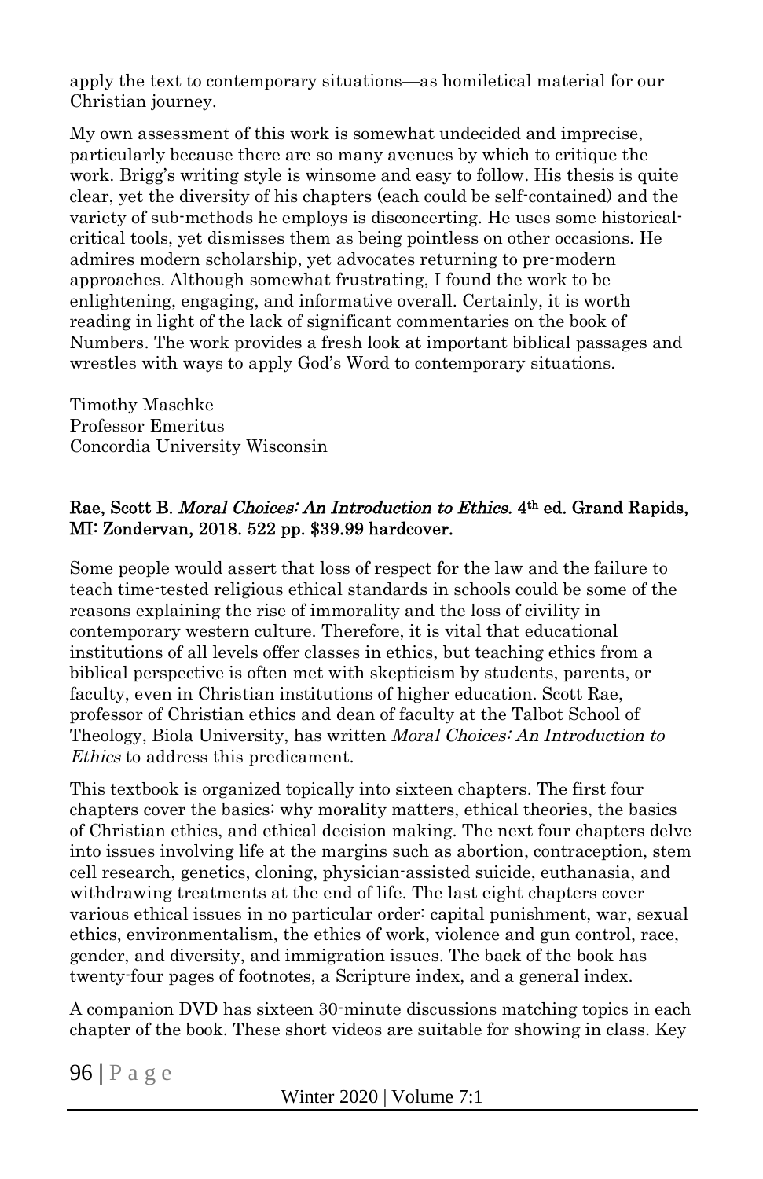apply the text to contemporary situations—as homiletical material for our Christian journey.

My own assessment of this work is somewhat undecided and imprecise, particularly because there are so many avenues by which to critique the work. Brigg's writing style is winsome and easy to follow. His thesis is quite clear, yet the diversity of his chapters (each could be self-contained) and the variety of sub-methods he employs is disconcerting. He uses some historical-critical tools, yet dismisses them as being pointless on other occasions. He admires modern scholarship, yet advocates returning to pre-modern approaches. Although somewhat frustrating, I found the work to be enlightening, engaging, and informative overall. Certainly, it is worth reading in light of the lack of significant commentaries on the book of Numbers. The work provides a fresh look at important biblical passages and wrestles with ways to apply God's Word to contemporary situations.

Timothy Maschke
Professor Emeritus
Concordia University Wisconsin

**Rae, Scott B. *Moral Choices: An Introduction to Ethics.* 4th ed. Grand Rapids, MI: Zondervan, 2018. 522 pp. $39.99 hardcover.**

Some people would assert that loss of respect for the law and the failure to teach time-tested religious ethical standards in schools could be some of the reasons explaining the rise of immorality and the loss of civility in contemporary western culture. Therefore, it is vital that educational institutions of all levels offer classes in ethics, but teaching ethics from a biblical perspective is often met with skepticism by students, parents, or faculty, even in Christian institutions of higher education. Scott Rae, professor of Christian ethics and dean of faculty at the Talbot School of Theology, Biola University, has written *Moral Choices: An Introduction to Ethics* to address this predicament.

This textbook is organized topically into sixteen chapters. The first four chapters cover the basics: why morality matters, ethical theories, the basics of Christian ethics, and ethical decision making. The next four chapters delve into issues involving life at the margins such as abortion, contraception, stem cell research, genetics, cloning, physician-assisted suicide, euthanasia, and withdrawing treatments at the end of life. The last eight chapters cover various ethical issues in no particular order: capital punishment, war, sexual ethics, environmentalism, the ethics of work, violence and gun control, race, gender, and diversity, and immigration issues. The back of the book has twenty-four pages of footnotes, a Scripture index, and a general index.

A companion DVD has sixteen 30-minute discussions matching topics in each chapter of the book. These short videos are suitable for showing in class. Key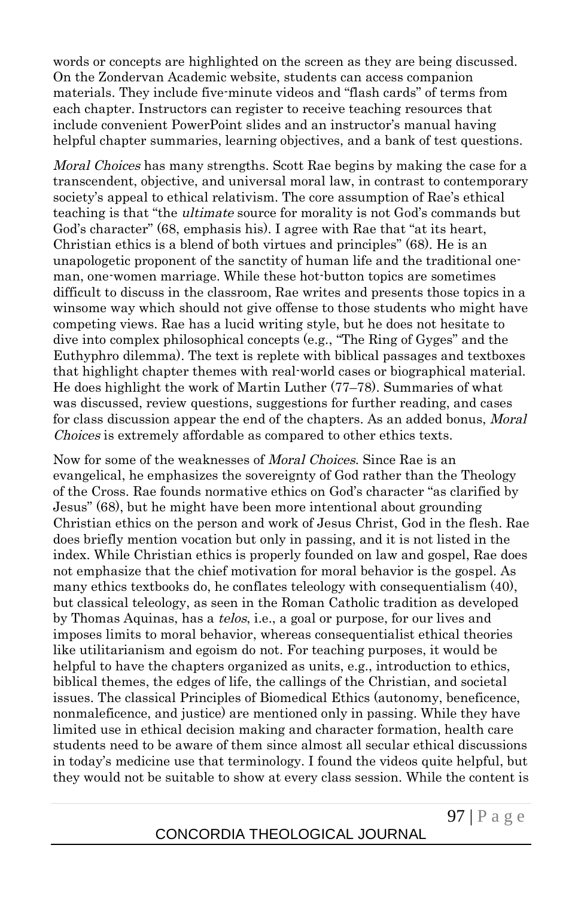words or concepts are highlighted on the screen as they are being discussed. On the Zondervan Academic website, students can access companion materials. They include five-minute videos and "flash cards" of terms from each chapter. Instructors can register to receive teaching resources that include convenient PowerPoint slides and an instructor's manual having helpful chapter summaries, learning objectives, and a bank of test questions.

*Moral Choices* has many strengths. Scott Rae begins by making the case for a transcendent, objective, and universal moral law, in contrast to contemporary society's appeal to ethical relativism. The core assumption of Rae's ethical teaching is that "the *ultimate* source for morality is not God's commands but God's character" (68, emphasis his). I agree with Rae that "at its heart, Christian ethics is a blend of both virtues and principles" (68). He is an unapologetic proponent of the sanctity of human life and the traditional one-man, one-women marriage. While these hot-button topics are sometimes difficult to discuss in the classroom, Rae writes and presents those topics in a winsome way which should not give offense to those students who might have competing views. Rae has a lucid writing style, but he does not hesitate to dive into complex philosophical concepts (e.g., "The Ring of Gyges" and the Euthyphro dilemma). The text is replete with biblical passages and textboxes that highlight chapter themes with real-world cases or biographical material. He does highlight the work of Martin Luther (77–78). Summaries of what was discussed, review questions, suggestions for further reading, and cases for class discussion appear the end of the chapters. As an added bonus, *Moral Choices* is extremely affordable as compared to other ethics texts.

Now for some of the weaknesses of *Moral Choices*. Since Rae is an evangelical, he emphasizes the sovereignty of God rather than the Theology of the Cross. Rae founds normative ethics on God's character "as clarified by Jesus" (68), but he might have been more intentional about grounding Christian ethics on the person and work of Jesus Christ, God in the flesh. Rae does briefly mention vocation but only in passing, and it is not listed in the index. While Christian ethics is properly founded on law and gospel, Rae does not emphasize that the chief motivation for moral behavior is the gospel. As many ethics textbooks do, he conflates teleology with consequentialism (40), but classical teleology, as seen in the Roman Catholic tradition as developed by Thomas Aquinas, has a *telos*, i.e., a goal or purpose, for our lives and imposes limits to moral behavior, whereas consequentialist ethical theories like utilitarianism and egoism do not. For teaching purposes, it would be helpful to have the chapters organized as units, e.g., introduction to ethics, biblical themes, the edges of life, the callings of the Christian, and societal issues. The classical Principles of Biomedical Ethics (autonomy, beneficence, nonmaleficence, and justice) are mentioned only in passing. While they have limited use in ethical decision making and character formation, health care students need to be aware of them since almost all secular ethical discussions in today's medicine use that terminology. I found the videos quite helpful, but they would not be suitable to show at every class session. While the content is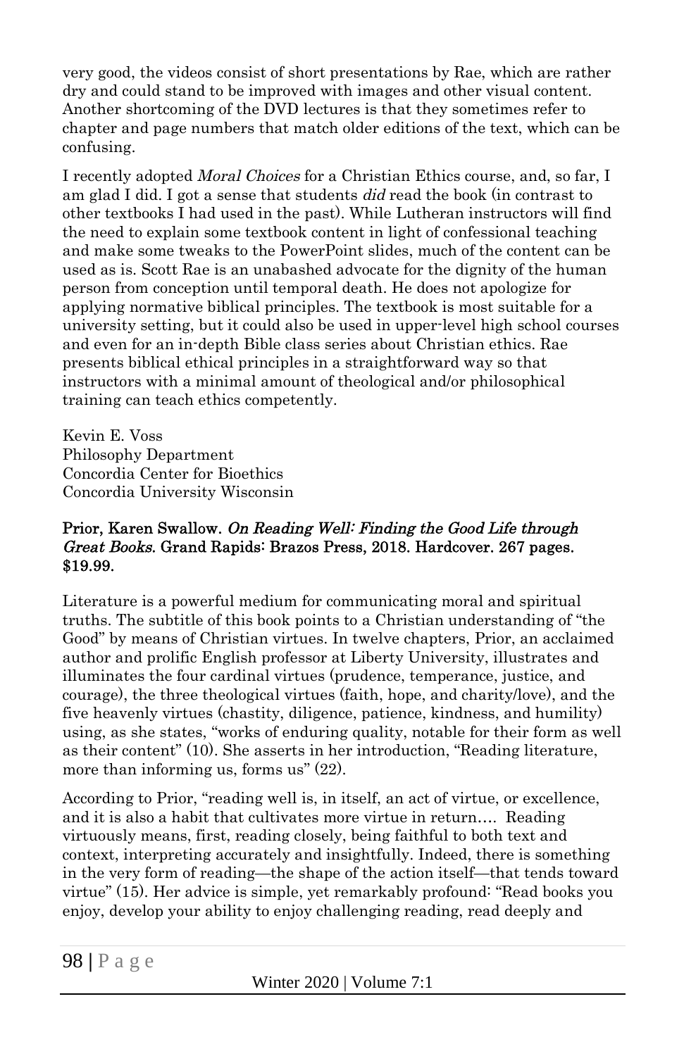very good, the videos consist of short presentations by Rae, which are rather dry and could stand to be improved with images and other visual content. Another shortcoming of the DVD lectures is that they sometimes refer to chapter and page numbers that match older editions of the text, which can be confusing.

I recently adopted *Moral Choices* for a Christian Ethics course, and, so far, I am glad I did. I got a sense that students *did* read the book (in contrast to other textbooks I had used in the past). While Lutheran instructors will find the need to explain some textbook content in light of confessional teaching and make some tweaks to the PowerPoint slides, much of the content can be used as is. Scott Rae is an unabashed advocate for the dignity of the human person from conception until temporal death. He does not apologize for applying normative biblical principles. The textbook is most suitable for a university setting, but it could also be used in upper-level high school courses and even for an in-depth Bible class series about Christian ethics. Rae presents biblical ethical principles in a straightforward way so that instructors with a minimal amount of theological and/or philosophical training can teach ethics competently.

Kevin E. Voss  
Philosophy Department  
Concordia Center for Bioethics  
Concordia University Wisconsin

**Prior, Karen Swallow. *On Reading Well: Finding the Good Life through Great Books.* Grand Rapids: Brazos Press, 2018. Hardcover. 267 pages. $19.99.**

Literature is a powerful medium for communicating moral and spiritual truths. The subtitle of this book points to a Christian understanding of "the Good" by means of Christian virtues. In twelve chapters, Prior, an acclaimed author and prolific English professor at Liberty University, illustrates and illuminates the four cardinal virtues (prudence, temperance, justice, and courage), the three theological virtues (faith, hope, and charity/love), and the five heavenly virtues (chastity, diligence, patience, kindness, and humility) using, as she states, "works of enduring quality, notable for their form as well as their content" (10). She asserts in her introduction, "Reading literature, more than informing us, forms us" (22).

According to Prior, "reading well is, in itself, an act of virtue, or excellence, and it is also a habit that cultivates more virtue in return…. Reading virtuously means, first, reading closely, being faithful to both text and context, interpreting accurately and insightfully. Indeed, there is something in the very form of reading—the shape of the action itself—that tends toward virtue" (15). Her advice is simple, yet remarkably profound: "Read books you enjoy, develop your ability to enjoy challenging reading, read deeply and